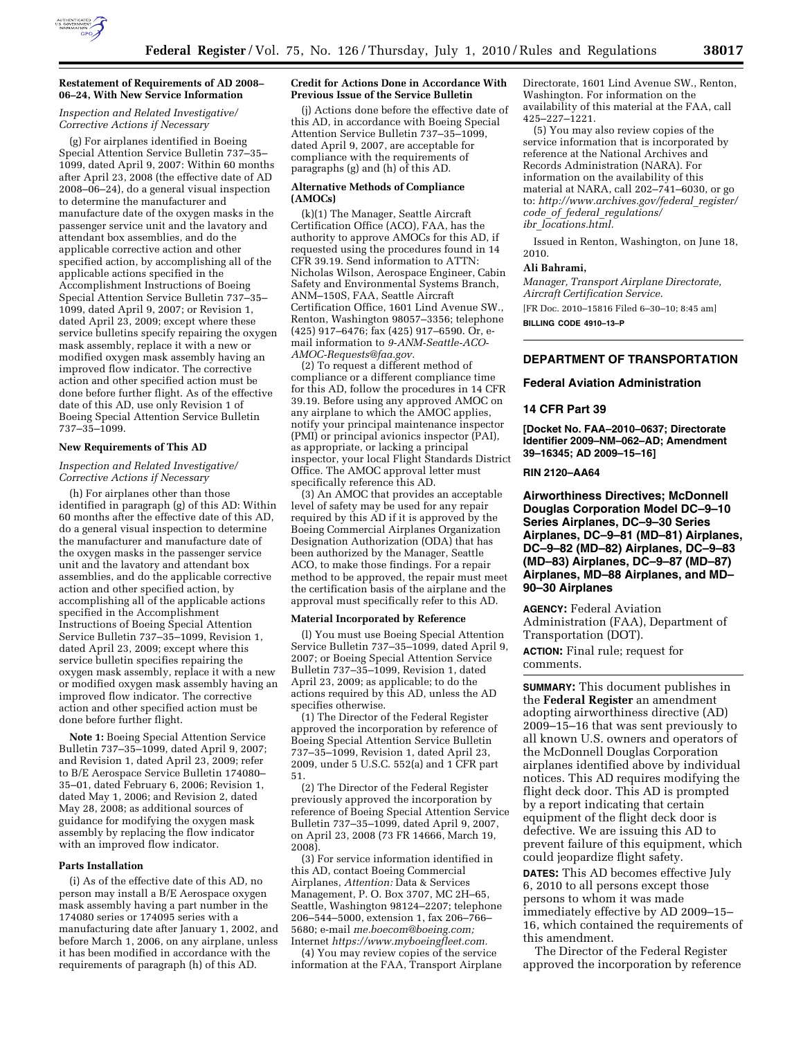**Restatement of Requirements of AD 2008–06–24, With New Service Information**

*Inspection and Related Investigative/Corrective Actions if Necessary*

(g) For airplanes identified in Boeing Special Attention Service Bulletin 737–35–1099, dated April 9, 2007: Within 60 months after April 23, 2008 (the effective date of AD 2008–06–24), do a general visual inspection to determine the manufacturer and manufacture date of the oxygen masks in the passenger service unit and the lavatory and attendant box assemblies, and do the applicable corrective action and other specified action, by accomplishing all of the applicable actions specified in the Accomplishment Instructions of Boeing Special Attention Service Bulletin 737–35–1099, dated April 9, 2007; or Revision 1, dated April 23, 2009; except where these service bulletins specify repairing the oxygen mask assembly, replace it with a new or modified oxygen mask assembly having an improved flow indicator. The corrective action and other specified action must be done before further flight. As of the effective date of this AD, use only Revision 1 of Boeing Special Attention Service Bulletin 737–35–1099.

**New Requirements of This AD**

*Inspection and Related Investigative/Corrective Actions if Necessary*

(h) For airplanes other than those identified in paragraph (g) of this AD: Within 60 months after the effective date of this AD, do a general visual inspection to determine the manufacturer and manufacture date of the oxygen masks in the passenger service unit and the lavatory and attendant box assemblies, and do the applicable corrective action and other specified action, by accomplishing all of the applicable actions specified in the Accomplishment Instructions of Boeing Special Attention Service Bulletin 737–35–1099, Revision 1, dated April 23, 2009; except where this service bulletin specifies repairing the oxygen mask assembly, replace it with a new or modified oxygen mask assembly having an improved flow indicator. The corrective action and other specified action must be done before further flight.

**Note 1:** Boeing Special Attention Service Bulletin 737–35–1099, dated April 9, 2007; and Revision 1, dated April 23, 2009; refer to B/E Aerospace Service Bulletin 174080–35–01, dated February 6, 2006; Revision 1, dated May 1, 2006; and Revision 2, dated May 28, 2008; as additional sources of guidance for modifying the oxygen mask assembly by replacing the flow indicator with an improved flow indicator.

**Parts Installation**

(i) As of the effective date of this AD, no person may install a B/E Aerospace oxygen mask assembly having a part number in the 174080 series or 174095 series with a manufacturing date after January 1, 2002, and before March 1, 2006, on any airplane, unless it has been modified in accordance with the requirements of paragraph (h) of this AD.

**Credit for Actions Done in Accordance With Previous Issue of the Service Bulletin**

(j) Actions done before the effective date of this AD, in accordance with Boeing Special Attention Service Bulletin 737–35–1099, dated April 9, 2007, are acceptable for compliance with the requirements of paragraphs (g) and (h) of this AD.

**Alternative Methods of Compliance (AMOCs)**

(k)(1) The Manager, Seattle Aircraft Certification Office (ACO), FAA, has the authority to approve AMOCs for this AD, if requested using the procedures found in 14 CFR 39.19. Send information to ATTN: Nicholas Wilson, Aerospace Engineer, Cabin Safety and Environmental Systems Branch, ANM–150S, FAA, Seattle Aircraft Certification Office, 1601 Lind Avenue SW., Renton, Washington 98057–3356; telephone (425) 917–6476; fax (425) 917–6590. Or, e-mail information to *9-ANM-Seattle-ACO-AMOC-Requests@faa.gov.*

(2) To request a different method of compliance or a different compliance time for this AD, follow the procedures in 14 CFR 39.19. Before using any approved AMOC on any airplane to which the AMOC applies, notify your principal maintenance inspector (PMI) or principal avionics inspector (PAI), as appropriate, or lacking a principal inspector, your local Flight Standards District Office. The AMOC approval letter must specifically reference this AD.

(3) An AMOC that provides an acceptable level of safety may be used for any repair required by this AD if it is approved by the Boeing Commercial Airplanes Organization Designation Authorization (ODA) that has been authorized by the Manager, Seattle ACO, to make those findings. For a repair method to be approved, the repair must meet the certification basis of the airplane and the approval must specifically refer to this AD.

**Material Incorporated by Reference**

(l) You must use Boeing Special Attention Service Bulletin 737–35–1099, dated April 9, 2007; or Boeing Special Attention Service Bulletin 737–35–1099, Revision 1, dated April 23, 2009; as applicable; to do the actions required by this AD, unless the AD specifies otherwise.

(1) The Director of the Federal Register approved the incorporation by reference of Boeing Special Attention Service Bulletin 737–35–1099, Revision 1, dated April 23, 2009, under 5 U.S.C. 552(a) and 1 CFR part 51.

(2) The Director of the Federal Register previously approved the incorporation by reference of Boeing Special Attention Service Bulletin 737–35–1099, dated April 9, 2007, on April 23, 2008 (73 FR 14666, March 19, 2008).

(3) For service information identified in this AD, contact Boeing Commercial Airplanes, *Attention:* Data & Services Management, P. O. Box 3707, MC 2H–65, Seattle, Washington 98124–2207; telephone 206–544–5000, extension 1, fax 206–766–5680; e-mail *me.boecom@boeing.com;* Internet *https://www.myboeingfleet.com.*

(4) You may review copies of the service information at the FAA, Transport Airplane Directorate, 1601 Lind Avenue SW., Renton, Washington. For information on the availability of this material at the FAA, call 425–227–1221.

(5) You may also review copies of the service information that is incorporated by reference at the National Archives and Records Administration (NARA). For information on the availability of this material at NARA, call 202–741–6030, or go to: *http://www.archives.gov/federal_register/code_of_federal_regulations/ibr_locations.html.*

Issued in Renton, Washington, on June 18, 2010.

**Ali Bahrami,**

*Manager, Transport Airplane Directorate, Aircraft Certification Service.*

[FR Doc. 2010–15816 Filed 6–30–10; 8:45 am]

**BILLING CODE 4910–13–P**

---

## DEPARTMENT OF TRANSPORTATION

## Federal Aviation Administration

## 14 CFR Part 39

**[Docket No. FAA–2010–0637; Directorate Identifier 2009–NM–062–AD; Amendment 39–16345; AD 2009–15–16]**

**RIN 2120–AA64**

## Airworthiness Directives; McDonnell Douglas Corporation Model DC–9–10 Series Airplanes, DC–9–30 Series Airplanes, DC–9–81 (MD–81) Airplanes, DC–9–82 (MD–82) Airplanes, DC–9–83 (MD–83) Airplanes, DC–9–87 (MD–87) Airplanes, MD–88 Airplanes, and MD–90–30 Airplanes

**AGENCY:** Federal Aviation Administration (FAA), Department of Transportation (DOT).

**ACTION:** Final rule; request for comments.

**SUMMARY:** This document publishes in the **Federal Register** an amendment adopting airworthiness directive (AD) 2009–15–16 that was sent previously to all known U.S. owners and operators of the McDonnell Douglas Corporation airplanes identified above by individual notices. This AD requires modifying the flight deck door. This AD is prompted by a report indicating that certain equipment of the flight deck door is defective. We are issuing this AD to prevent failure of this equipment, which could jeopardize flight safety.

**DATES:** This AD becomes effective July 6, 2010 to all persons except those persons to whom it was made immediately effective by AD 2009–15–16, which contained the requirements of this amendment.

The Director of the Federal Register approved the incorporation by reference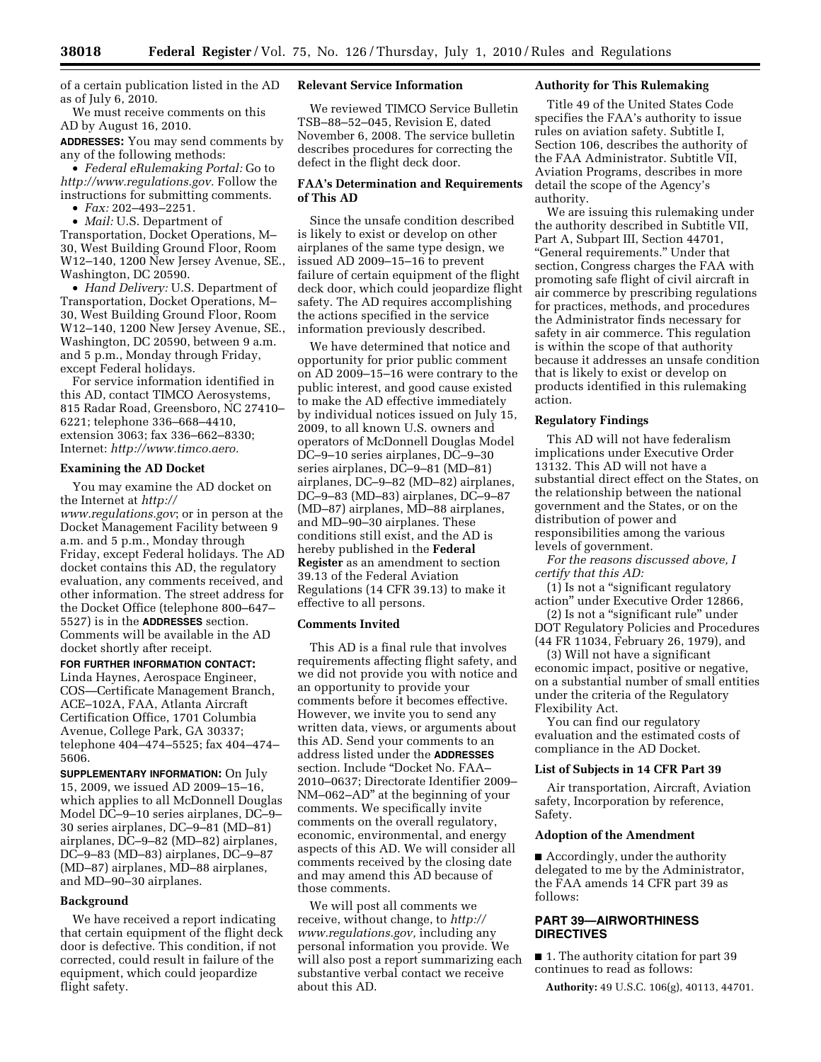of a certain publication listed in the AD as of July 6, 2010.

We must receive comments on this AD by August 16, 2010.

**ADDRESSES:** You may send comments by any of the following methods:

- *Federal eRulemaking Portal:* Go to *http://www.regulations.gov.* Follow the instructions for submitting comments.
- *Fax:* 202–493–2251.
- *Mail:* U.S. Department of Transportation, Docket Operations, M–30, West Building Ground Floor, Room W12–140, 1200 New Jersey Avenue, SE., Washington, DC 20590.
- *Hand Delivery:* U.S. Department of Transportation, Docket Operations, M–30, West Building Ground Floor, Room W12–140, 1200 New Jersey Avenue, SE., Washington, DC 20590, between 9 a.m. and 5 p.m., Monday through Friday, except Federal holidays.

For service information identified in this AD, contact TIMCO Aerosystems, 815 Radar Road, Greensboro, NC 27410–6221; telephone 336–668–4410, extension 3063; fax 336–662–8330; Internet: *http://www.timco.aero.*

### Examining the AD Docket

You may examine the AD docket on the Internet at *http://www.regulations.gov*; or in person at the Docket Management Facility between 9 a.m. and 5 p.m., Monday through Friday, except Federal holidays. The AD docket contains this AD, the regulatory evaluation, any comments received, and other information. The street address for the Docket Office (telephone 800–647–5527) is in the **ADDRESSES** section. Comments will be available in the AD docket shortly after receipt.

**FOR FURTHER INFORMATION CONTACT:** Linda Haynes, Aerospace Engineer, COS—Certificate Management Branch, ACE–102A, FAA, Atlanta Aircraft Certification Office, 1701 Columbia Avenue, College Park, GA 30337; telephone 404–474–5525; fax 404–474–5606.

**SUPPLEMENTARY INFORMATION:** On July 15, 2009, we issued AD 2009–15–16, which applies to all McDonnell Douglas Model DC–9–10 series airplanes, DC–9–30 series airplanes, DC–9–81 (MD–81) airplanes, DC–9–82 (MD–82) airplanes, DC–9–83 (MD–83) airplanes, DC–9–87 (MD–87) airplanes, MD–88 airplanes, and MD–90–30 airplanes.

### Background

We have received a report indicating that certain equipment of the flight deck door is defective. This condition, if not corrected, could result in failure of the equipment, which could jeopardize flight safety.

### Relevant Service Information

We reviewed TIMCO Service Bulletin TSB–88–52–045, Revision E, dated November 6, 2008. The service bulletin describes procedures for correcting the defect in the flight deck door.

### FAA's Determination and Requirements of This AD

Since the unsafe condition described is likely to exist or develop on other airplanes of the same type design, we issued AD 2009–15–16 to prevent failure of certain equipment of the flight deck door, which could jeopardize flight safety. The AD requires accomplishing the actions specified in the service information previously described.

We have determined that notice and opportunity for prior public comment on AD 2009–15–16 were contrary to the public interest, and good cause existed to make the AD effective immediately by individual notices issued on July 15, 2009, to all known U.S. owners and operators of McDonnell Douglas Model DC–9–10 series airplanes, DC–9–30 series airplanes, DC–9–81 (MD–81) airplanes, DC–9–82 (MD–82) airplanes, DC–9–83 (MD–83) airplanes, DC–9–87 (MD–87) airplanes, MD–88 airplanes, and MD–90–30 airplanes. These conditions still exist, and the AD is hereby published in the **Federal Register** as an amendment to section 39.13 of the Federal Aviation Regulations (14 CFR 39.13) to make it effective to all persons.

### Comments Invited

This AD is a final rule that involves requirements affecting flight safety, and we did not provide you with notice and an opportunity to provide your comments before it becomes effective. However, we invite you to send any written data, views, or arguments about this AD. Send your comments to an address listed under the **ADDRESSES** section. Include "Docket No. FAA–2010–0637; Directorate Identifier 2009–NM–062–AD" at the beginning of your comments. We specifically invite comments on the overall regulatory, economic, environmental, and energy aspects of this AD. We will consider all comments received by the closing date and may amend this AD because of those comments.

We will post all comments we receive, without change, to *http://www.regulations.gov,* including any personal information you provide. We will also post a report summarizing each substantive verbal contact we receive about this AD.

### Authority for This Rulemaking

Title 49 of the United States Code specifies the FAA's authority to issue rules on aviation safety. Subtitle I, Section 106, describes the authority of the FAA Administrator. Subtitle VII, Aviation Programs, describes in more detail the scope of the Agency's authority.

We are issuing this rulemaking under the authority described in Subtitle VII, Part A, Subpart III, Section 44701, "General requirements." Under that section, Congress charges the FAA with promoting safe flight of civil aircraft in air commerce by prescribing regulations for practices, methods, and procedures the Administrator finds necessary for safety in air commerce. This regulation is within the scope of that authority because it addresses an unsafe condition that is likely to exist or develop on products identified in this rulemaking action.

### Regulatory Findings

This AD will not have federalism implications under Executive Order 13132. This AD will not have a substantial direct effect on the States, on the relationship between the national government and the States, or on the distribution of power and responsibilities among the various levels of government.

*For the reasons discussed above, I certify that this AD:*

(1) Is not a "significant regulatory action" under Executive Order 12866,

(2) Is not a "significant rule" under DOT Regulatory Policies and Procedures (44 FR 11034, February 26, 1979), and

(3) Will not have a significant economic impact, positive or negative, on a substantial number of small entities under the criteria of the Regulatory Flexibility Act.

You can find our regulatory evaluation and the estimated costs of compliance in the AD Docket.

### List of Subjects in 14 CFR Part 39

Air transportation, Aircraft, Aviation safety, Incorporation by reference, Safety.

### Adoption of the Amendment

■ Accordingly, under the authority delegated to me by the Administrator, the FAA amends 14 CFR part 39 as follows:

## PART 39—AIRWORTHINESS DIRECTIVES

■ 1. The authority citation for part 39 continues to read as follows:

**Authority:** 49 U.S.C. 106(g), 40113, 44701.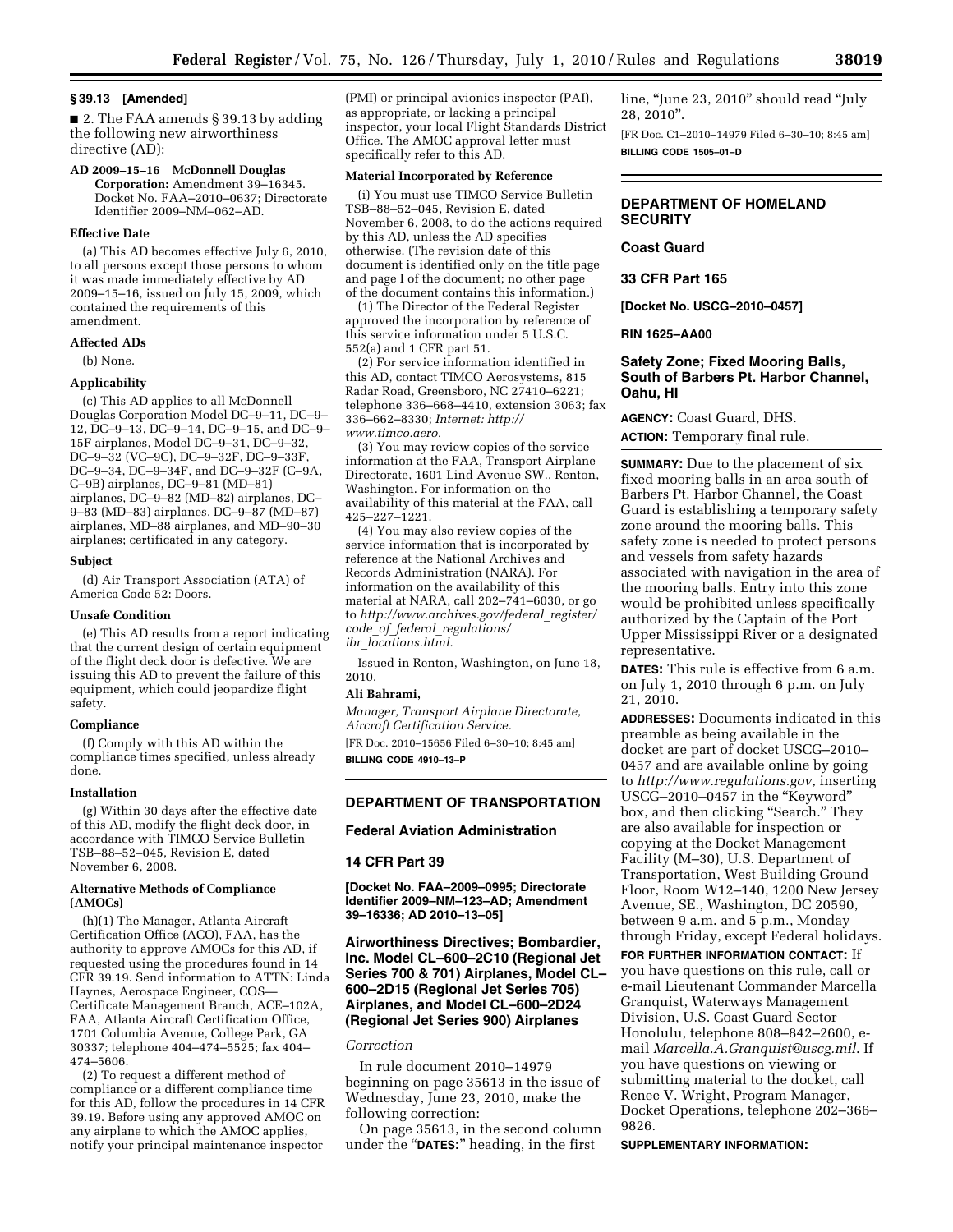## § 39.13 [Amended]

■ 2. The FAA amends § 39.13 by adding the following new airworthiness directive (AD):

**AD 2009–15–16 McDonnell Douglas Corporation:** Amendment 39–16345. Docket No. FAA–2010–0637; Directorate Identifier 2009–NM–062–AD.

### Effective Date

(a) This AD becomes effective July 6, 2010, to all persons except those persons to whom it was made immediately effective by AD 2009–15–16, issued on July 15, 2009, which contained the requirements of this amendment.

### Affected ADs

(b) None.

### Applicability

(c) This AD applies to all McDonnell Douglas Corporation Model DC–9–11, DC–9–12, DC–9–13, DC–9–14, DC–9–15, and DC–9–15F airplanes, Model DC–9–31, DC–9–32, DC–9–32 (VC–9C), DC–9–32F, DC–9–33F, DC–9–34, DC–9–34F, and DC–9–32F (C–9A, C–9B) airplanes, DC–9–81 (MD–81) airplanes, DC–9–82 (MD–82) airplanes, DC–9–83 (MD–83) airplanes, DC–9–87 (MD–87) airplanes, MD–88 airplanes, and MD–90–30 airplanes; certificated in any category.

### Subject

(d) Air Transport Association (ATA) of America Code 52: Doors.

### Unsafe Condition

(e) This AD results from a report indicating that the current design of certain equipment of the flight deck door is defective. We are issuing this AD to prevent the failure of this equipment, which could jeopardize flight safety.

### Compliance

(f) Comply with this AD within the compliance times specified, unless already done.

### Installation

(g) Within 30 days after the effective date of this AD, modify the flight deck door, in accordance with TIMCO Service Bulletin TSB–88–52–045, Revision E, dated November 6, 2008.

### Alternative Methods of Compliance (AMOCs)

(h)(1) The Manager, Atlanta Aircraft Certification Office (ACO), FAA, has the authority to approve AMOCs for this AD, if requested using the procedures found in 14 CFR 39.19. Send information to ATTN: Linda Haynes, Aerospace Engineer, COS—Certificate Management Branch, ACE–102A, FAA, Atlanta Aircraft Certification Office, 1701 Columbia Avenue, College Park, GA 30337; telephone 404–474–5525; fax 404–474–5606.

(2) To request a different method of compliance or a different compliance time for this AD, follow the procedures in 14 CFR 39.19. Before using any approved AMOC on any airplane to which the AMOC applies, notify your principal maintenance inspector (PMI) or principal avionics inspector (PAI), as appropriate, or lacking a principal inspector, your local Flight Standards District Office. The AMOC approval letter must specifically refer to this AD.

### Material Incorporated by Reference

(i) You must use TIMCO Service Bulletin TSB–88–52–045, Revision E, dated November 6, 2008, to do the actions required by this AD, unless the AD specifies otherwise. (The revision date of this document is identified only on the title page and page I of the document; no other page of the document contains this information.)

(1) The Director of the Federal Register approved the incorporation by reference of this service information under 5 U.S.C. 552(a) and 1 CFR part 51.

(2) For service information identified in this AD, contact TIMCO Aerosystems, 815 Radar Road, Greensboro, NC 27410–6221; telephone 336–668–4410, extension 3063; fax 336–662–8330; *Internet: http://www.timco.aero.*

(3) You may review copies of the service information at the FAA, Transport Airplane Directorate, 1601 Lind Avenue SW., Renton, Washington. For information on the availability of this material at the FAA, call 425–227–1221.

(4) You may also review copies of the service information that is incorporated by reference at the National Archives and Records Administration (NARA). For information on the availability of this material at NARA, call 202–741–6030, or go to *http://www.archives.gov/federal_register/code_of_federal_regulations/ibr_locations.html.*

Issued in Renton, Washington, on June 18, 2010.

**Ali Bahrami,**

*Manager, Transport Airplane Directorate, Aircraft Certification Service.*

[FR Doc. 2010–15656 Filed 6–30–10; 8:45 am]

**BILLING CODE 4910–13–P**

---

## DEPARTMENT OF TRANSPORTATION

### Federal Aviation Administration

### 14 CFR Part 39

**[Docket No. FAA–2009–0995; Directorate Identifier 2009–NM–123–AD; Amendment 39–16336; AD 2010–13–05]**

### Airworthiness Directives; Bombardier, Inc. Model CL–600–2C10 (Regional Jet Series 700 & 701) Airplanes, Model CL–600–2D15 (Regional Jet Series 705) Airplanes, and Model CL–600–2D24 (Regional Jet Series 900) Airplanes

*Correction*

In rule document 2010–14979 beginning on page 35613 in the issue of Wednesday, June 23, 2010, make the following correction:

On page 35613, in the second column under the "**DATES:**" heading, in the first line, "June 23, 2010" should read "July 28, 2010".

[FR Doc. C1–2010–14979 Filed 6–30–10; 8:45 am]

**BILLING CODE 1505–01–D**

---

## DEPARTMENT OF HOMELAND SECURITY

### Coast Guard

### 33 CFR Part 165

**[Docket No. USCG–2010–0457]**

**RIN 1625–AA00**

### Safety Zone; Fixed Mooring Balls, South of Barbers Pt. Harbor Channel, Oahu, HI

**AGENCY:** Coast Guard, DHS.

**ACTION:** Temporary final rule.

**SUMMARY:** Due to the placement of six fixed mooring balls in an area south of Barbers Pt. Harbor Channel, the Coast Guard is establishing a temporary safety zone around the mooring balls. This safety zone is needed to protect persons and vessels from safety hazards associated with navigation in the area of the mooring balls. Entry into this zone would be prohibited unless specifically authorized by the Captain of the Port Upper Mississippi River or a designated representative.

**DATES:** This rule is effective from 6 a.m. on July 1, 2010 through 6 p.m. on July 21, 2010.

**ADDRESSES:** Documents indicated in this preamble as being available in the docket are part of docket USCG–2010–0457 and are available online by going to *http://www.regulations.gov,* inserting USCG–2010–0457 in the "Keyword" box, and then clicking "Search." They are also available for inspection or copying at the Docket Management Facility (M–30), U.S. Department of Transportation, West Building Ground Floor, Room W12–140, 1200 New Jersey Avenue, SE., Washington, DC 20590, between 9 a.m. and 5 p.m., Monday through Friday, except Federal holidays.

**FOR FURTHER INFORMATION CONTACT:** If you have questions on this rule, call or e-mail Lieutenant Commander Marcella Granquist, Waterways Management Division, U.S. Coast Guard Sector Honolulu, telephone 808–842–2600, e-mail *Marcella.A.Granquist@uscg.mil*. If you have questions on viewing or submitting material to the docket, call Renee V. Wright, Program Manager, Docket Operations, telephone 202–366–9826.

**SUPPLEMENTARY INFORMATION:**